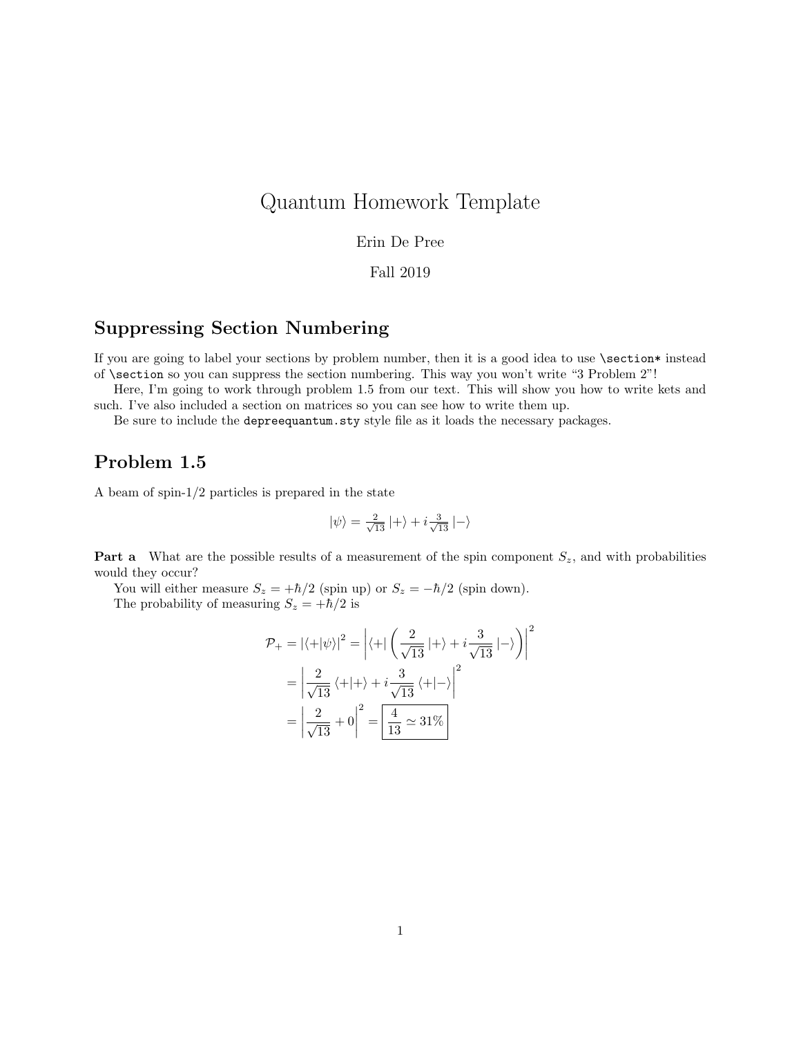# Quantum Homework Template

Erin De Pree

Fall 2019

## Suppressing Section Numbering

If you are going to label your sections by problem number, then it is a good idea to use `\section*` instead of `\section` so you can suppress the section numbering. This way you won't write "3 Problem 2"!

Here, I'm going to work through problem 1.5 from our text. This will show you how to write kets and such. I've also included a section on matrices so you can see how to write them up.

Be sure to include the `depreequantum.sty` style file as it loads the necessary packages.

## Problem 1.5

A beam of spin-1/2 particles is prepared in the state

$$|\psi\rangle = \tfrac{2}{\sqrt{13}} |+\rangle + i\tfrac{3}{\sqrt{13}} |-\rangle$$

**Part a** What are the possible results of a measurement of the spin component $S_z$, and with probabilities would they occur?

You will either measure $S_z = +\hbar/2$ (spin up) or $S_z = -\hbar/2$ (spin down).

The probability of measuring $S_z = +\hbar/2$ is

$$\begin{aligned}
\mathcal{P}_+ = |\langle +|\psi\rangle|^2 &= \left| \langle +| \left( \frac{2}{\sqrt{13}} |+\rangle + i\frac{3}{\sqrt{13}} |-\rangle \right) \right|^2 \\
&= \left| \frac{2}{\sqrt{13}} \langle +|+\rangle + i\frac{3}{\sqrt{13}} \langle +|-\rangle \right|^2 \\
&= \left| \frac{2}{\sqrt{13}} + 0 \right|^2 = \boxed{\frac{4}{13} \simeq 31\%}
\end{aligned}$$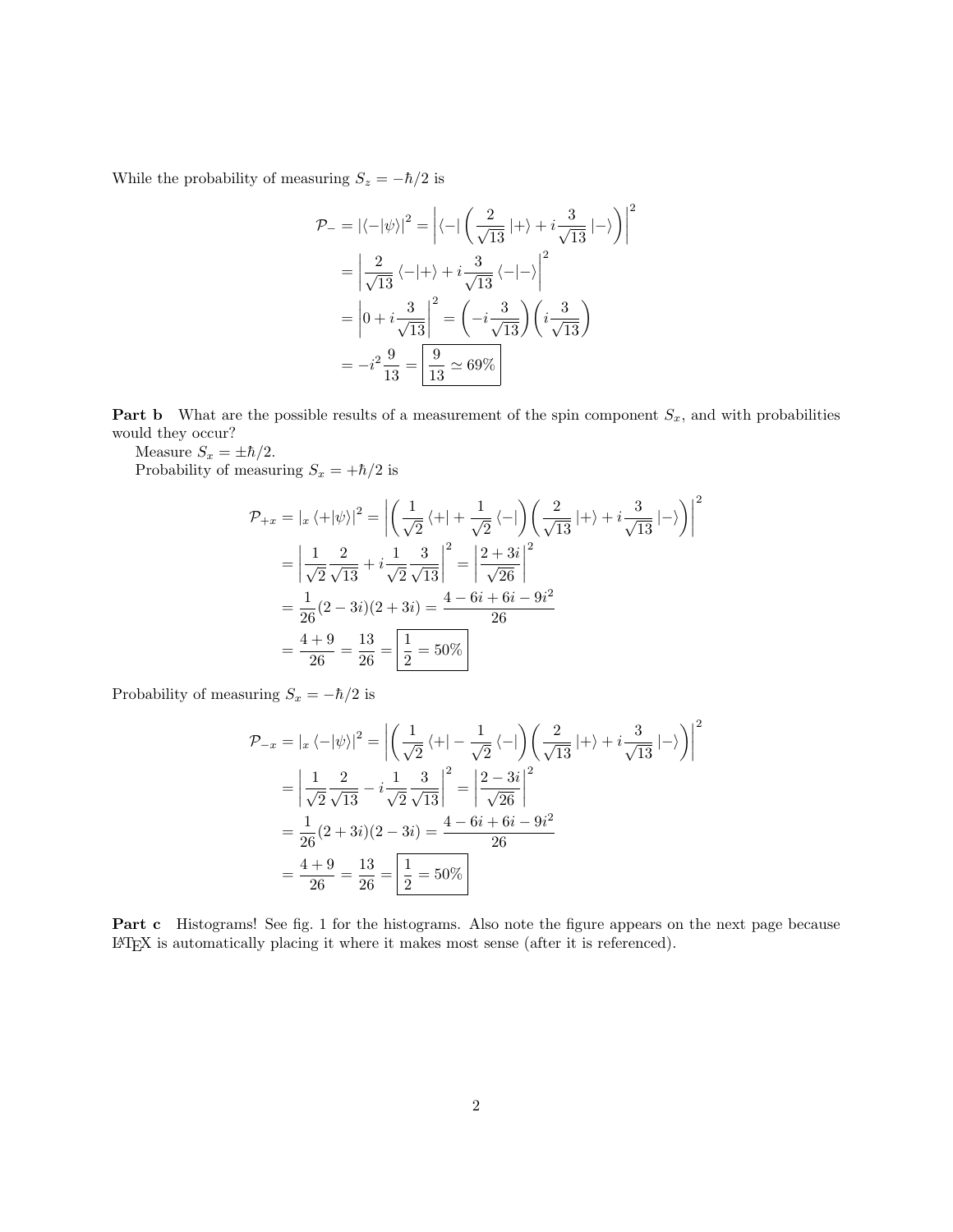While the probability of measuring $S_z = -\hbar/2$ is

$$
\begin{aligned}
\mathcal{P}_- = |\langle -|\psi\rangle|^2 &= \left| \langle -| \left( \frac{2}{\sqrt{13}} |+\rangle + i\frac{3}{\sqrt{13}} |-\rangle \right) \right|^2 \\
&= \left| \frac{2}{\sqrt{13}} \langle -|+\rangle + i\frac{3}{\sqrt{13}} \langle -|-\rangle \right|^2 \\
&= \left| 0 + i\frac{3}{\sqrt{13}} \right|^2 = \left( -i\frac{3}{\sqrt{13}} \right)\left( i\frac{3}{\sqrt{13}} \right) \\
&= -i^2 \frac{9}{13} = \boxed{\frac{9}{13} \simeq 69\%}
\end{aligned}
$$

**Part b** What are the possible results of a measurement of the spin component $S_x$, and with probabilities would they occur?

Measure $S_x = \pm\hbar/2$.

Probability of measuring $S_x = +\hbar/2$ is

$$
\begin{aligned}
\mathcal{P}_{+x} = |{}_x\langle +|\psi\rangle|^2 &= \left| \left( \frac{1}{\sqrt{2}} \langle +| + \frac{1}{\sqrt{2}} \langle -| \right) \left( \frac{2}{\sqrt{13}} |+\rangle + i\frac{3}{\sqrt{13}} |-\rangle \right) \right|^2 \\
&= \left| \frac{1}{\sqrt{2}} \frac{2}{\sqrt{13}} + i\frac{1}{\sqrt{2}} \frac{3}{\sqrt{13}} \right|^2 = \left| \frac{2+3i}{\sqrt{26}} \right|^2 \\
&= \frac{1}{26}(2-3i)(2+3i) = \frac{4-6i+6i-9i^2}{26} \\
&= \frac{4+9}{26} = \frac{13}{26} = \boxed{\frac{1}{2} = 50\%}
\end{aligned}
$$

Probability of measuring $S_x = -\hbar/2$ is

$$
\begin{aligned}
\mathcal{P}_{-x} = |{}_x\langle -|\psi\rangle|^2 &= \left| \left( \frac{1}{\sqrt{2}} \langle +| - \frac{1}{\sqrt{2}} \langle -| \right) \left( \frac{2}{\sqrt{13}} |+\rangle + i\frac{3}{\sqrt{13}} |-\rangle \right) \right|^2 \\
&= \left| \frac{1}{\sqrt{2}} \frac{2}{\sqrt{13}} - i\frac{1}{\sqrt{2}} \frac{3}{\sqrt{13}} \right|^2 = \left| \frac{2-3i}{\sqrt{26}} \right|^2 \\
&= \frac{1}{26}(2+3i)(2-3i) = \frac{4-6i+6i-9i^2}{26} \\
&= \frac{4+9}{26} = \frac{13}{26} = \boxed{\frac{1}{2} = 50\%}
\end{aligned}
$$

**Part c** Histograms! See fig. 1 for the histograms. Also note the figure appears on the next page because LaTeX is automatically placing it where it makes most sense (after it is referenced).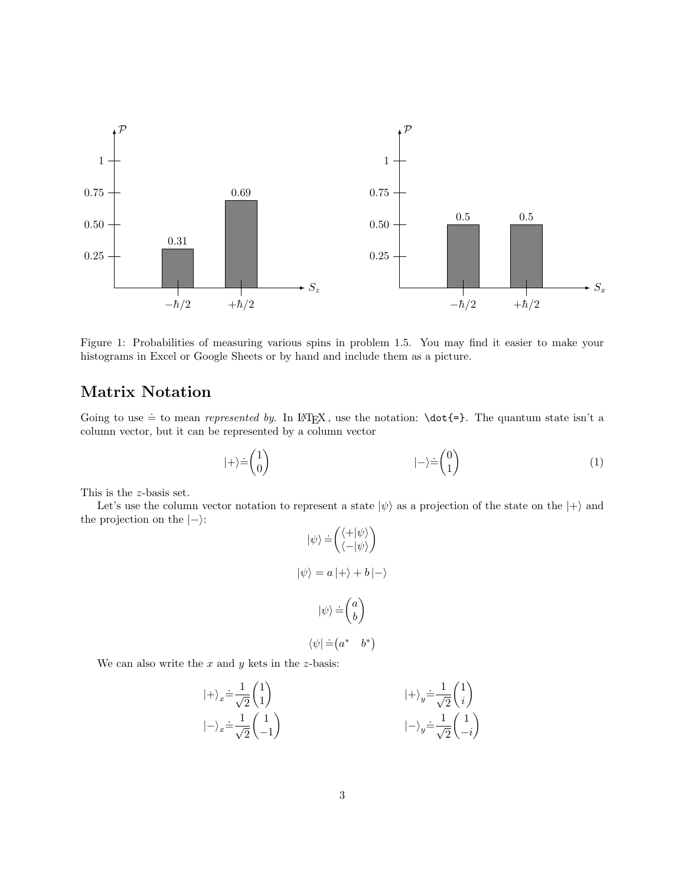$\mathcal{P}$

1

0.75

0.50

0.25

0.31

0.69

$-\hbar/2$

$+\hbar/2$

$S_z$

$\mathcal{P}$

1

0.75

0.50

0.25

0.5

0.5

$-\hbar/2$

$+\hbar/2$

$S_x$

Figure 1: Probabilities of measuring various spins in problem 1.5. You may find it easier to make your histograms in Excel or Google Sheets or by hand and include them as a picture.

## Matrix Notation

Going to use $\doteq$ to mean *represented by*. In LaTeX, use the notation: `\dot{=}`. The quantum state isn't a column vector, but it can be represented by a column vector

$$|+\rangle \doteq \begin{pmatrix} 1 \\ 0 \end{pmatrix} \qquad\qquad |-\rangle \doteq \begin{pmatrix} 0 \\ 1 \end{pmatrix} \tag{1}$$

This is the $z$-basis set.

Let's use the column vector notation to represent a state $|\psi\rangle$ as a projection of the state on the $|+\rangle$ and the projection on the $|-\rangle$:

$$|\psi\rangle \doteq \begin{pmatrix} \langle +|\psi\rangle \\ \langle -|\psi\rangle \end{pmatrix}$$

$$|\psi\rangle = a\,|+\rangle + b\,|-\rangle$$

$$|\psi\rangle \doteq \begin{pmatrix} a \\ b \end{pmatrix}$$

$$\langle\psi| \doteq \begin{pmatrix} a^* & b^* \end{pmatrix}$$

We can also write the $x$ and $y$ kets in the $z$-basis:

$$|+\rangle_x \doteq \frac{1}{\sqrt{2}}\begin{pmatrix} 1 \\ 1 \end{pmatrix} \qquad\qquad |+\rangle_y \doteq \frac{1}{\sqrt{2}}\begin{pmatrix} 1 \\ i \end{pmatrix}$$

$$|-\rangle_x \doteq \frac{1}{\sqrt{2}}\begin{pmatrix} 1 \\ -1 \end{pmatrix} \qquad\qquad |-\rangle_y \doteq \frac{1}{\sqrt{2}}\begin{pmatrix} 1 \\ -i \end{pmatrix}$$